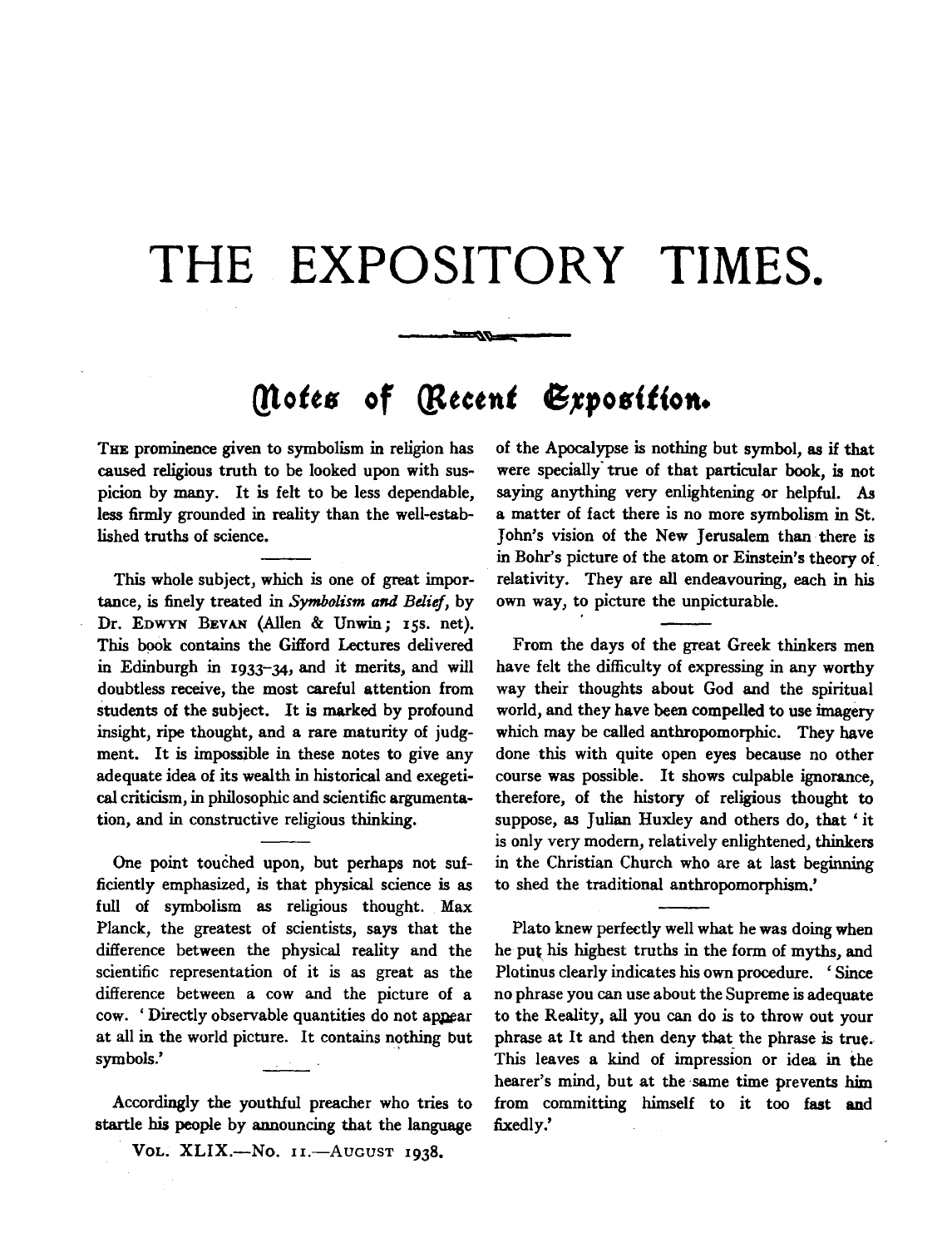# THE EXPOSITORY TIMES.

## Notes of Recent Exposition.

THE prominence given to symbolism in religion has caused religious truth to be looked upon with suspicion by many. It is felt to be less dependable, less firmly grounded in reality than the well-established truths of science.

This whole subject, which is one of great importance, is finely treated in *Symbolism and Belief*, by Dr. EDWYN BEVAN (Allen & Unwin; 15s. net). This book contains the Gifford Lectures delivered in Edinburgh in 1933–34, and it merits, and will doubtless receive, the most careful attention from students of the subject. It is marked by profound insight, ripe thought, and a rare maturity of judgment. It is impossible in these notes to give any adequate idea of its wealth in historical and exegetical criticism, in philosophic and scientific argumentation, and in constructive religious thinking.

One point touched upon, but perhaps not sufficiently emphasized, is that physical science is as full of symbolism as religious thought. Max Planck, the greatest of scientists, says that the difference between the physical reality and the scientific representation of it is as great as the difference between a cow and the picture of a cow. 'Directly observable quantities do not appear at all in the world picture. It contains nothing but symbols.'

Accordingly the youthful preacher who tries to startle his people by announcing that the language of the Apocalypse is nothing but symbol, as if that were specially true of that particular book, is not saying anything very enlightening or helpful. As a matter of fact there is no more symbolism in St. John's vision of the New Jerusalem than there is in Bohr's picture of the atom or Einstein's theory of relativity. They are all endeavouring, each in his own way, to picture the unpicturable.

From the days of the great Greek thinkers men have felt the difficulty of expressing in any worthy way their thoughts about God and the spiritual world, and they have been compelled to use imagery which may be called anthropomorphic. They have done this with quite open eyes because no other course was possible. It shows culpable ignorance, therefore, of the history of religious thought to suppose, as Julian Huxley and others do, that 'it is only very modern, relatively enlightened, thinkers in the Christian Church who are at last beginning to shed the traditional anthropomorphism.'

Plato knew perfectly well what he was doing when he put his highest truths in the form of myths, and Plotinus clearly indicates his own procedure. 'Since no phrase you can use about the Supreme is adequate to the Reality, all you can do is to throw out your phrase at It and then deny that the phrase is true. This leaves a kind of impression or idea in the hearer's mind, but at the same time prevents him from committing himself to it too fast and fixedly.'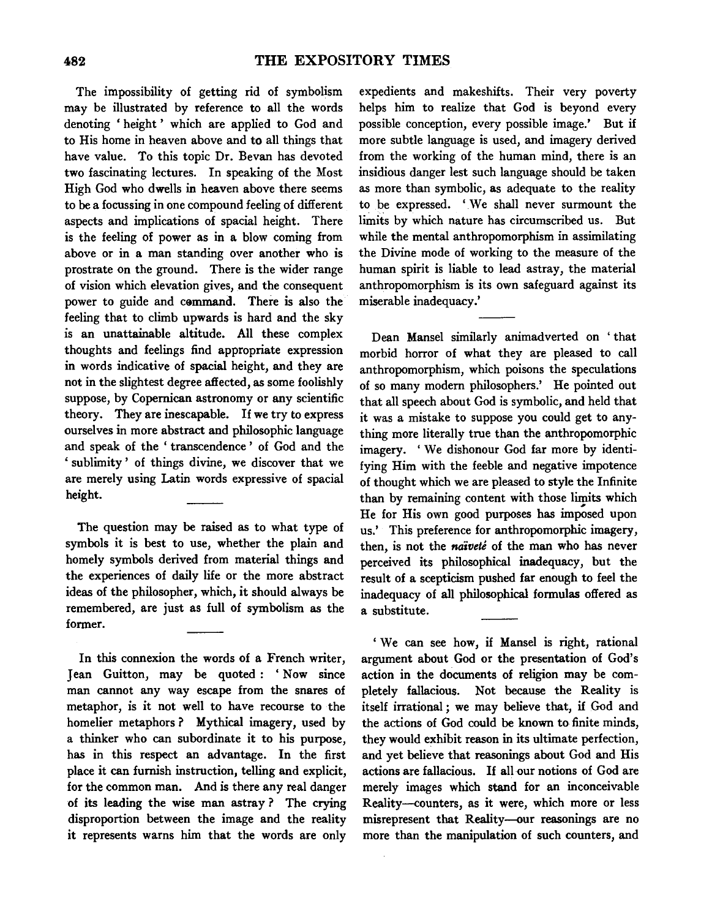The impossibility of getting rid of symbolism may be illustrated by reference to all the words denoting 'height' which are applied to God and to His home in heaven above and to all things that have value. To this topic Dr. Bevan has devoted two fascinating lectures. In speaking of the Most High God who dwells in heaven above there seems to be a focussing in one compound feeling of different aspects and implications of spacial height. There is the feeling of power as in a blow coming from above or in a man standing over another who is prostrate on the ground. There is the wider range of vision which elevation gives, and the consequent power to guide and command. There is also the feeling that to climb upwards is hard and the sky is an unattainable altitude. All these complex thoughts and feelings find appropriate expression in words indicative of spacial height, and they are not in the slightest degree affected, as some foolishly suppose, by Copernican astronomy or any scientific theory. They are inescapable. If we try to express ourselves in more abstract and philosophic language and speak of the 'transcendence' of God and the 'sublimity' of things divine, we discover that we are merely using Latin words expressive of spacial height.

The question may be raised as to what type of symbols it is best to use, whether the plain and homely symbols derived from material things and the experiences of daily life or the more abstract ideas of the philosopher, which, it should always be remembered, are just as full of symbolism as the former.

In this connexion the words of a French writer, Jean Guitton, may be quoted: 'Now since man cannot any way escape from the snares of metaphor, is it not well to have recourse to the homelier metaphors? Mythical imagery, used by a thinker who can subordinate it to his purpose, has in this respect an advantage. In the first place it can furnish instruction, telling and explicit, for the common man. And is there any real danger of its leading the wise man astray? The crying disproportion between the image and the reality it represents warns him that the words are only expedients and makeshifts. Their very poverty helps him to realize that God is beyond every possible conception, every possible image.' But if more subtle language is used, and imagery derived from the working of the human mind, there is an insidious danger lest such language should be taken as more than symbolic, as adequate to the reality to be expressed. 'We shall never surmount the limits by which nature has circumscribed us. But while the mental anthropomorphism in assimilating the Divine mode of working to the measure of the human spirit is liable to lead astray, the material anthropomorphism is its own safeguard against its miserable inadequacy.'

Dean Mansel similarly animadverted on 'that morbid horror of what they are pleased to call anthropomorphism, which poisons the speculations of so many modern philosophers.' He pointed out that all speech about God is symbolic, and held that it was a mistake to suppose you could get to anything more literally true than the anthropomorphic imagery. 'We dishonour God far more by identifying Him with the feeble and negative impotence of thought which we are pleased to style the Infinite than by remaining content with those limits which He for His own good purposes has imposed upon us.' This preference for anthropomorphic imagery, then, is not the *naïveté* of the man who has never perceived its philosophical inadequacy, but the result of a scepticism pushed far enough to feel the inadequacy of all philosophical formulas offered as a substitute.

'We can see how, if Mansel is right, rational argument about God or the presentation of God's action in the documents of religion may be completely fallacious. Not because the Reality is itself irrational; we may believe that, if God and the actions of God could be known to finite minds, they would exhibit reason in its ultimate perfection, and yet believe that reasonings about God and His actions are fallacious. If all our notions of God are merely images which stand for an inconceivable Reality—counters, as it were, which more or less misrepresent that Reality—our reasonings are no more than the manipulation of such counters, and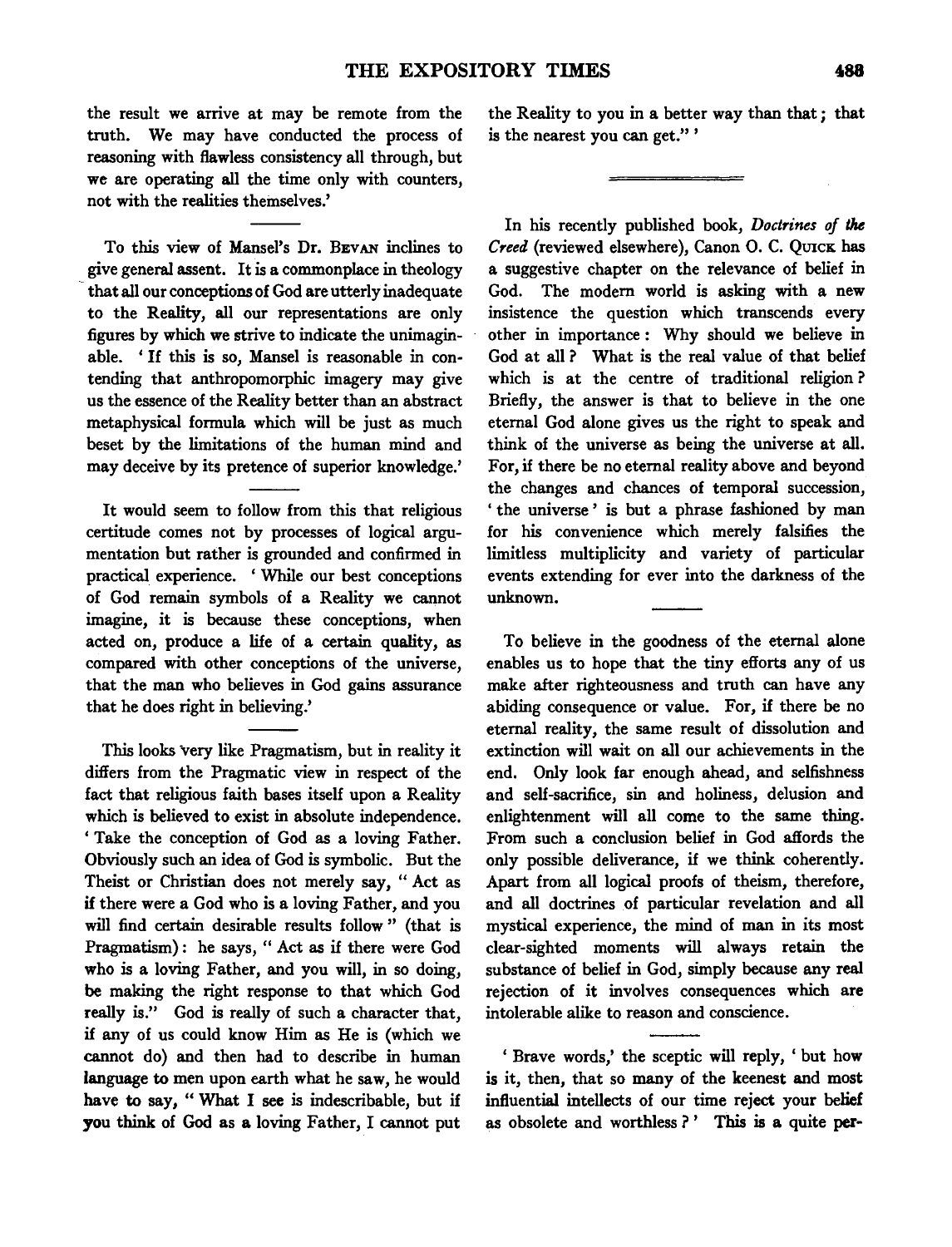the result we arrive at may be remote from the truth. We may have conducted the process of reasoning with flawless consistency all through, but we are operating all the time only with counters, not with the realities themselves.'

To this view of Mansel's Dr. Bevan inclines to give general assent. It is a commonplace in theology that all our conceptions of God are utterly inadequate to the Reality, all our representations are only figures by which we strive to indicate the unimaginable. 'If this is so, Mansel is reasonable in contending that anthropomorphic imagery may give us the essence of the Reality better than an abstract metaphysical formula which will be just as much beset by the limitations of the human mind and may deceive by its pretence of superior knowledge.'

It would seem to follow from this that religious certitude comes not by processes of logical argumentation but rather is grounded and confirmed in practical experience. 'While our best conceptions of God remain symbols of a Reality we cannot imagine, it is because these conceptions, when acted on, produce a life of a certain quality, as compared with other conceptions of the universe, that the man who believes in God gains assurance that he does right in believing.'

This looks very like Pragmatism, but in reality it differs from the Pragmatic view in respect of the fact that religious faith bases itself upon a Reality which is believed to exist in absolute independence. 'Take the conception of God as a loving Father. Obviously such an idea of God is symbolic. But the Theist or Christian does not merely say, "Act as if there were a God who is a loving Father, and you will find certain desirable results follow" (that is Pragmatism): he says, "Act as if there were God who is a loving Father, and you will, in so doing, be making the right response to that which God really is." God is really of such a character that, if any of us could know Him as He is (which we cannot do) and then had to describe in human language to men upon earth what he saw, he would have to say, "What I see is indescribable, but if you think of God as a loving Father, I cannot put the Reality to you in a better way than that; that is the nearest you can get."'

In his recently published book, *Doctrines of the Creed* (reviewed elsewhere), Canon O. C. Quick has a suggestive chapter on the relevance of belief in God. The modern world is asking with a new insistence the question which transcends every other in importance: Why should we believe in God at all? What is the real value of that belief which is at the centre of traditional religion? Briefly, the answer is that to believe in the one eternal God alone gives us the right to speak and think of the universe as being the universe at all. For, if there be no eternal reality above and beyond the changes and chances of temporal succession, 'the universe' is but a phrase fashioned by man for his convenience which merely falsifies the limitless multiplicity and variety of particular events extending for ever into the darkness of the unknown.

To believe in the goodness of the eternal alone enables us to hope that the tiny efforts any of us make after righteousness and truth can have any abiding consequence or value. For, if there be no eternal reality, the same result of dissolution and extinction will wait on all our achievements in the end. Only look far enough ahead, and selfishness and self-sacrifice, sin and holiness, delusion and enlightenment will all come to the same thing. From such a conclusion belief in God affords the only possible deliverance, if we think coherently. Apart from all logical proofs of theism, therefore, and all doctrines of particular revelation and all mystical experience, the mind of man in its most clear-sighted moments will always retain the substance of belief in God, simply because any real rejection of it involves consequences which are intolerable alike to reason and conscience.

'Brave words,' the sceptic will reply, 'but how is it, then, that so many of the keenest and most influential intellects of our time reject your belief as obsolete and worthless?' This is a quite per-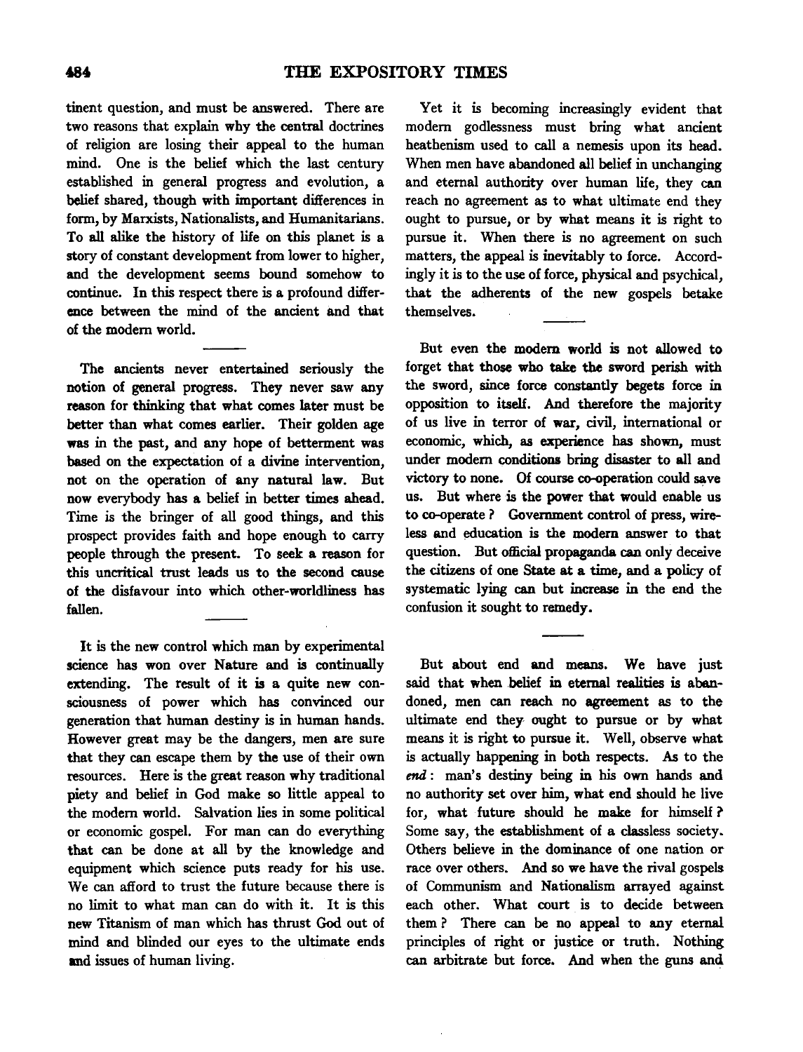tinent question, and must be answered. There are two reasons that explain why the central doctrines of religion are losing their appeal to the human mind. One is the belief which the last century established in general progress and evolution, a belief shared, though with important differences in form, by Marxists, Nationalists, and Humanitarians. To all alike the history of life on this planet is a story of constant development from lower to higher, and the development seems bound somehow to continue. In this respect there is a profound difference between the mind of the ancient and that of the modern world.

The ancients never entertained seriously the notion of general progress. They never saw any reason for thinking that what comes later must be better than what comes earlier. Their golden age was in the past, and any hope of betterment was based on the expectation of a divine intervention, not on the operation of any natural law. But now everybody has a belief in better times ahead. Time is the bringer of all good things, and this prospect provides faith and hope enough to carry people through the present. To seek a reason for this uncritical trust leads us to the second cause of the disfavour into which other-worldliness has fallen.

It is the new control which man by experimental science has won over Nature and is continually extending. The result of it is a quite new consciousness of power which has convinced our generation that human destiny is in human hands. However great may be the dangers, men are sure that they can escape them by the use of their own resources. Here is the great reason why traditional piety and belief in God make so little appeal to the modern world. Salvation lies in some political or economic gospel. For man can do everything that can be done at all by the knowledge and equipment which science puts ready for his use. We can afford to trust the future because there is no limit to what man can do with it. It is this new Titanism of man which has thrust God out of mind and blinded our eyes to the ultimate ends and issues of human living.

Yet it is becoming increasingly evident that modern godlessness must bring what ancient heathenism used to call a nemesis upon its head. When men have abandoned all belief in unchanging and eternal authority over human life, they can reach no agreement as to what ultimate end they ought to pursue, or by what means it is right to pursue it. When there is no agreement on such matters, the appeal is inevitably to force. Accordingly it is to the use of force, physical and psychical, that the adherents of the new gospels betake themselves.

But even the modern world is not allowed to forget that those who take the sword perish with the sword, since force constantly begets force in opposition to itself. And therefore the majority of us live in terror of war, civil, international or economic, which, as experience has shown, must under modern conditions bring disaster to all and victory to none. Of course co-operation could save us. But where is the power that would enable us to co-operate? Government control of press, wireless and education is the modern answer to that question. But official propaganda can only deceive the citizens of one State at a time, and a policy of systematic lying can but increase in the end the confusion it sought to remedy.

But about end and means. We have just said that when belief in eternal realities is abandoned, men can reach no agreement as to the ultimate end they ought to pursue or by what means it is right to pursue it. Well, observe what is actually happening in both respects. As to the *end*: man's destiny being in his own hands and no authority set over him, what end should he live for, what future should he make for himself? Some say, the establishment of a classless society. Others believe in the dominance of one nation or race over others. And so we have the rival gospels of Communism and Nationalism arrayed against each other. What court is to decide between them? There can be no appeal to any eternal principles of right or justice or truth. Nothing can arbitrate but force. And when the guns and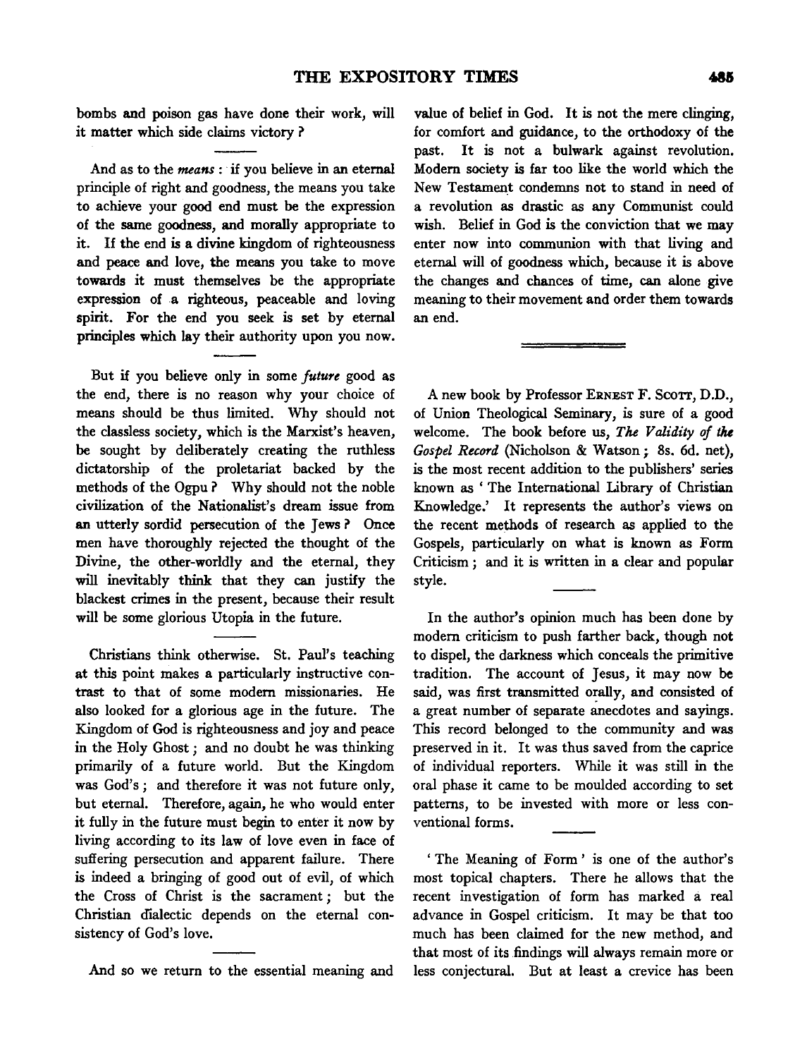bombs and poison gas have done their work, will it matter which side claims victory?

And as to the *means*: if you believe in an eternal principle of right and goodness, the means you take to achieve your good end must be the expression of the same goodness, and morally appropriate to it. If the end is a divine kingdom of righteousness and peace and love, the means you take to move towards it must themselves be the appropriate expression of a righteous, peaceable and loving spirit. For the end you seek is set by eternal principles which lay their authority upon you now.

But if you believe only in some *future* good as the end, there is no reason why your choice of means should be thus limited. Why should not the classless society, which is the Marxist's heaven, be sought by deliberately creating the ruthless dictatorship of the proletariat backed by the methods of the Ogpu? Why should not the noble civilization of the Nationalist's dream issue from an utterly sordid persecution of the Jews? Once men have thoroughly rejected the thought of the Divine, the other-worldly and the eternal, they will inevitably think that they can justify the blackest crimes in the present, because their result will be some glorious Utopia in the future.

Christians think otherwise. St. Paul's teaching at this point makes a particularly instructive contrast to that of some modern missionaries. He also looked for a glorious age in the future. The Kingdom of God is righteousness and joy and peace in the Holy Ghost; and no doubt he was thinking primarily of a future world. But the Kingdom was God's; and therefore it was not future only, but eternal. Therefore, again, he who would enter it fully in the future must begin to enter it now by living according to its law of love even in face of suffering persecution and apparent failure. There is indeed a bringing of good out of evil, of which the Cross of Christ is the sacrament; but the Christian dialectic depends on the eternal consistency of God's love.

And so we return to the essential meaning and value of belief in God. It is not the mere clinging, for comfort and guidance, to the orthodoxy of the past. It is not a bulwark against revolution. Modern society is far too like the world which the New Testament condemns not to stand in need of a revolution as drastic as any Communist could wish. Belief in God is the conviction that we may enter now into communion with that living and eternal will of goodness which, because it is above the changes and chances of time, can alone give meaning to their movement and order them towards an end.

---

A new book by Professor ERNEST F. SCOTT, D.D., of Union Theological Seminary, is sure of a good welcome. The book before us, *The Validity of the Gospel Record* (Nicholson & Watson; 8s. 6d. net), is the most recent addition to the publishers' series known as 'The International Library of Christian Knowledge.' It represents the author's views on the recent methods of research as applied to the Gospels, particularly on what is known as Form Criticism; and it is written in a clear and popular style.

In the author's opinion much has been done by modern criticism to push farther back, though not to dispel, the darkness which conceals the primitive tradition. The account of Jesus, it may now be said, was first transmitted orally, and consisted of a great number of separate anecdotes and sayings. This record belonged to the community and was preserved in it. It was thus saved from the caprice of individual reporters. While it was still in the oral phase it came to be moulded according to set patterns, to be invested with more or less conventional forms.

'The Meaning of Form' is one of the author's most topical chapters. There he allows that the recent investigation of form has marked a real advance in Gospel criticism. It may be that too much has been claimed for the new method, and that most of its findings will always remain more or less conjectural. But at least a crevice has been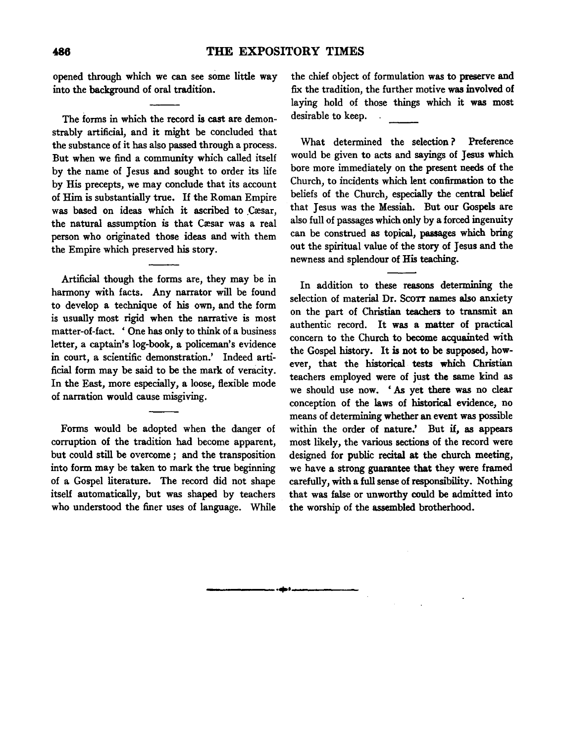opened through which we can see some little way into the background of oral tradition.

The forms in which the record is cast are demonstrably artificial, and it might be concluded that the substance of it has also passed through a process. But when we find a community which called itself by the name of Jesus and sought to order its life by His precepts, we may conclude that its account of Him is substantially true. If the Roman Empire was based on ideas which it ascribed to Cæsar, the natural assumption is that Cæsar was a real person who originated those ideas and with them the Empire which preserved his story.

Artificial though the forms are, they may be in harmony with facts. Any narrator will be found to develop a technique of his own, and the form is usually most rigid when the narrative is most matter-of-fact. 'One has only to think of a business letter, a captain's log-book, a policeman's evidence in court, a scientific demonstration.' Indeed artificial form may be said to be the mark of veracity. In the East, more especially, a loose, flexible mode of narration would cause misgiving.

Forms would be adopted when the danger of corruption of the tradition had become apparent, but could still be overcome; and the transposition into form may be taken to mark the true beginning of a Gospel literature. The record did not shape itself automatically, but was shaped by teachers who understood the finer uses of language. While the chief object of formulation was to preserve and fix the tradition, the further motive was involved of laying hold of those things which it was most desirable to keep.

What determined the selection? Preference would be given to acts and sayings of Jesus which bore more immediately on the present needs of the Church, to incidents which lent confirmation to the beliefs of the Church, especially the central belief that Jesus was the Messiah. But our Gospels are also full of passages which only by a forced ingenuity can be construed as topical, passages which bring out the spiritual value of the story of Jesus and the newness and splendour of His teaching.

In addition to these reasons determining the selection of material Dr. Scott names also anxiety on the part of Christian teachers to transmit an authentic record. It was a matter of practical concern to the Church to become acquainted with the Gospel history. It is not to be supposed, however, that the historical tests which Christian teachers employed were of just the same kind as we should use now. 'As yet there was no clear conception of the laws of historical evidence, no means of determining whether an event was possible within the order of nature.' But if, as appears most likely, the various sections of the record were designed for public recital at the church meeting, we have a strong guarantee that they were framed carefully, with a full sense of responsibility. Nothing that was false or unworthy could be admitted into the worship of the assembled brotherhood.